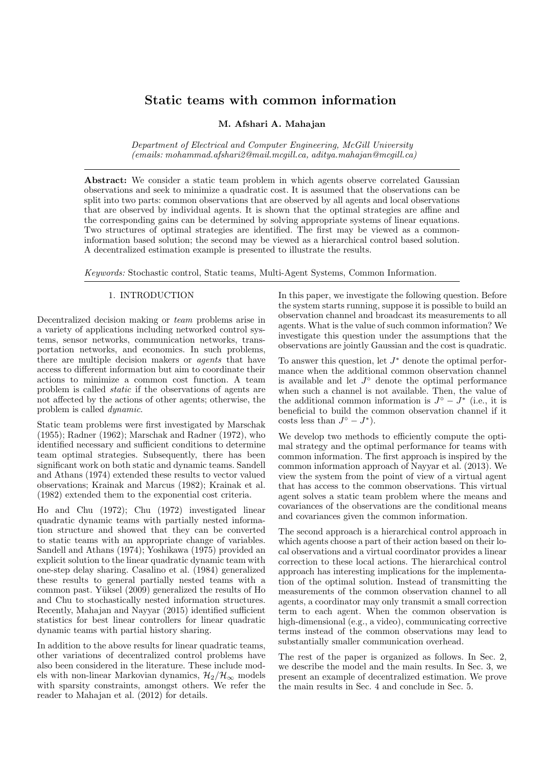# Static teams with common information

**M. Afshari A. Mahajan**

*Department of Electrical and Computer Engineering, McGill University (emails: mohammad.afshari2@mail.mcgill.ca, aditya.mahajan@mcgill.ca)*

**Abstract:** We consider a static team problem in which agents observe correlated Gaussian observations and seek to minimize a quadratic cost. It is assumed that the observations can be split into two parts: common observations that are observed by all agents and local observations that are observed by individual agents. It is shown that the optimal strategies are affine and the corresponding gains can be determined by solving appropriate systems of linear equations. Two structures of optimal strategies are identified. The first may be viewed as a common-information based solution; the second may be viewed as a hierarchical control based solution. A decentralized estimation example is presented to illustrate the results.

*Keywords:* Stochastic control, Static teams, Multi-Agent Systems, Common Information.

## 1. INTRODUCTION

Decentralized decision making or *team* problems arise in a variety of applications including networked control systems, sensor networks, communication networks, transportation networks, and economics. In such problems, there are multiple decision makers or *agents* that have access to different information but aim to coordinate their actions to minimize a common cost function. A team problem is called *static* if the observations of agents are not affected by the actions of other agents; otherwise, the problem is called *dynamic*.

Static team problems were first investigated by Marschak (1955); Radner (1962); Marschak and Radner (1972), who identified necessary and sufficient conditions to determine team optimal strategies. Subsequently, there has been significant work on both static and dynamic teams. Sandell and Athans (1974) extended these results to vector valued observations; Krainak and Marcus (1982); Krainak et al. (1982) extended them to the exponential cost criteria.

Ho and Chu (1972); Chu (1972) investigated linear quadratic dynamic teams with partially nested information structure and showed that they can be converted to static teams with an appropriate change of variables. Sandell and Athans (1974); Yoshikawa (1975) provided an explicit solution to the linear quadratic dynamic team with one-step delay sharing. Casalino et al. (1984) generalized these results to general partially nested teams with a common past. Yüksel (2009) generalized the results of Ho and Chu to stochastically nested information structures. Recently, Mahajan and Nayyar (2015) identified sufficient statistics for best linear controllers for linear quadratic dynamic teams with partial history sharing.

In addition to the above results for linear quadratic teams, other variations of decentralized control problems have also been considered in the literature. These include models with non-linear Markovian dynamics, $\mathcal{H}_2/\mathcal{H}_\infty$ models with sparsity constraints, amongst others. We refer the reader to Mahajan et al. (2012) for details.

In this paper, we investigate the following question. Before the system starts running, suppose it is possible to build an observation channel and broadcast its measurements to all agents. What is the value of such common information? We investigate this question under the assumptions that the observations are jointly Gaussian and the cost is quadratic.

To answer this question, let $J^*$ denote the optimal performance when the additional common observation channel is available and let $J^\circ$ denote the optimal performance when such a channel is not available. Then, the value of the additional common information is $J^\circ - J^*$ (i.e., it is beneficial to build the common observation channel if it costs less than $J^\circ - J^*$).

We develop two methods to efficiently compute the optimal strategy and the optimal performance for teams with common information. The first approach is inspired by the common information approach of Nayyar et al. (2013). We view the system from the point of view of a virtual agent that has access to the common observations. This virtual agent solves a static team problem where the means and covariances of the observations are the conditional means and covariances given the common information.

The second approach is a hierarchical control approach in which agents choose a part of their action based on their local observations and a virtual coordinator provides a linear correction to these local actions. The hierarchical control approach has interesting implications for the implementation of the optimal solution. Instead of transmitting the measurements of the common observation channel to all agents, a coordinator may only transmit a small correction term to each agent. When the common observation is high-dimensional (e.g., a video), communicating corrective terms instead of the common observations may lead to substantially smaller communication overhead.

The rest of the paper is organized as follows. In Sec. 2, we describe the model and the main results. In Sec. 3, we present an example of decentralized estimation. We prove the main results in Sec. 4 and conclude in Sec. 5.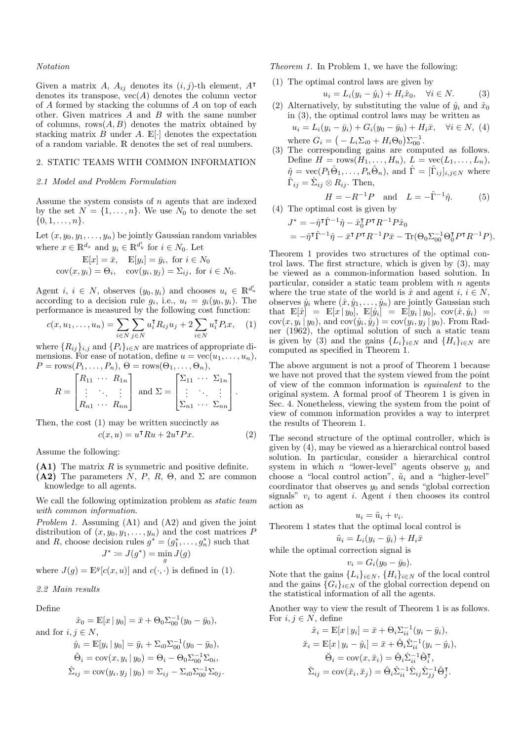*Notation*

Given a matrix $A$, $A_{ij}$ denotes its $(i,j)$-th element, $A^\intercal$ denotes its transpose, $\text{vec}(A)$ denotes the column vector of $A$ formed by stacking the columns of $A$ on top of each other. Given matrices $A$ and $B$ with the same number of columns, $\text{rows}(A, B)$ denotes the matrix obtained by stacking matrix $B$ under $A$. $\mathbb{E}[\cdot]$ denotes the expectation of a random variable. $\mathbb{R}$ denotes the set of real numbers.

## 2. STATIC TEAMS WITH COMMON INFORMATION

### 2.1 Model and Problem Formulation

Assume the system consists of $n$ agents that are indexed by the set $N = \{1, \dots, n\}$. We use $N_0$ to denote the set $\{0, 1, \dots, n\}$.

Let $(x, y_0, y_1, \dots, y_n)$ be jointly Gaussian random variables where $x \in \mathbb{R}^{d_x}$ and $y_i \in \mathbb{R}^{d_y^i}$ for $i \in N_0$. Let

$$\mathbb{E}[x] = \bar{x}, \quad \mathbb{E}[y_i] = \bar{y}_i, \text{ for } i \in N_0$$
$$\text{cov}(x, y_i) = \Theta_i, \quad \text{cov}(y_i, y_j) = \Sigma_{ij}, \text{ for } i \in N_0.$$

Agent $i$, $i \in N$, observes $(y_0, y_i)$ and chooses $u_i \in \mathbb{R}^{d_u^i}$ according to a decision rule $g_i$, i.e., $u_i = g_i(y_0, y_i)$. The performance is measured by the following cost function:

$$c(x, u_1, \dots, u_n) = \sum_{i \in N} \sum_{j \in N} u_i^\intercal R_{ij} u_j + 2 \sum_{i \in N} u_i^\intercal P_i x, \quad (1)$$

where $\{R_{ij}\}_{i,j}$ and $\{P_i\}_{i \in N}$ are matrices of appropriate dimensions. For ease of notation, define $u = \text{vec}(u_1, \dots, u_n)$, $P = \text{rows}(P_1, \dots, P_n)$, $\Theta = \text{rows}(\Theta_1, \dots, \Theta_n)$,

$$R = \begin{bmatrix} R_{11} & \cdots & R_{1n} \\ \vdots & \ddots & \vdots \\ R_{n1} & \cdots & R_{nn} \end{bmatrix} \text{ and } \Sigma = \begin{bmatrix} \Sigma_{11} & \cdots & \Sigma_{1n} \\ \vdots & \ddots & \vdots \\ \Sigma_{n1} & \cdots & \Sigma_{nn} \end{bmatrix}.$$

Then, the cost (1) may be written succinctly as

$$c(x, u) = u^\intercal R u + 2u^\intercal P x. \quad (2)$$

Assume the following:

**(A1)** The matrix $R$ is symmetric and positive definite.

**(A2)** The parameters $N$, $P$, $R$, $\Theta$, and $\Sigma$ are common knowledge to all agents.

We call the following optimization problem as *static team with common information*.

*Problem 1.* Assuming (A1) and (A2) and given the joint distribution of $(x, y_0, y_1, \dots, y_n)$ and the cost matrices $P$ and $R$, choose decision rules $g^* = (g_1^*, \dots, g_n^*)$ such that

$$J^* := J(g^*) = \min_g J(g)$$

where $J(g) = \mathbb{E}^g[c(x, u)]$ and $c(\cdot, \cdot)$ is defined in (1).

### 2.2 Main results

Define

$$\hat{x}_0 = \mathbb{E}[x \mid y_0] = \bar{x} + \Theta_0 \Sigma_{00}^{-1}(y_0 - \bar{y}_0),$$

and for $i, j \in N$,

$$\hat{y}_i = \mathbb{E}[y_i \mid y_0] = \bar{y}_i + \Sigma_{i0}\Sigma_{00}^{-1}(y_0 - \bar{y}_0),$$
$$\hat{\Theta}_i = \text{cov}(x, y_i \mid y_0) = \Theta_i - \Theta_0 \Sigma_{00}^{-1} \Sigma_{0i},$$
$$\hat{\Sigma}_{ij} = \text{cov}(y_i, y_j \mid y_0) = \Sigma_{ij} - \Sigma_{i0}\Sigma_{00}^{-1}\Sigma_{0j}.$$

*Theorem 1.* In Problem 1, we have the following:

(1) The optimal control laws are given by
$$u_i = L_i(y_i - \hat{y}_i) + H_i \hat{x}_0, \quad \forall i \in N. \quad (3)$$

(2) Alternatively, by substituting the value of $\hat{y}_i$ and $\hat{x}_0$ in (3), the optimal control laws may be written as
$$u_i = L_i(y_i - \bar{y}_i) + G_i(y_0 - \bar{y}_0) + H_i \bar{x}, \quad \forall i \in N, \quad (4)$$
where $G_i = \big(-L_i \Sigma_{i0} + H_i \Theta_0\big)\Sigma_{00}^{-1}$.

(3) The corresponding gains are computed as follows. Define $H = \text{rows}(H_1, \dots, H_n)$, $L = \text{vec}(L_1, \dots, L_n)$, $\hat{\eta} = \text{vec}(P_1 \hat{\Theta}_1, \dots, P_n \hat{\Theta}_n)$, and $\hat{\Gamma} = [\hat{\Gamma}_{ij}]_{i,j \in N}$ where $\hat{\Gamma}_{ij} = \hat{\Sigma}_{ij} \otimes R_{ij}$. Then,
$$H = -R^{-1}P \quad \text{and} \quad L = -\hat{\Gamma}^{-1}\hat{\eta}. \quad (5)$$

(4) The optimal cost is given by
$$J^* = -\hat{\eta}^\intercal \hat{\Gamma}^{-1}\hat{\eta} - \hat{x}_0^\intercal P^\intercal R^{-1} P \hat{x}_0$$
$$= -\hat{\eta}^\intercal \hat{\Gamma}^{-1}\hat{\eta} - \bar{x}^\intercal P^\intercal R^{-1} P \bar{x} - \text{Tr}(\Theta_0 \Sigma_{00}^{-1} \Theta_0^\intercal P^\intercal R^{-1} P).$$

Theorem 1 provides two structures of the optimal control laws. The first structure, which is given by (3), may be viewed as a common-information based solution. In particular, consider a static team problem with $n$ agents where the true state of the world is $\mathring{x}$ and agent $i$, $i \in N$, observes $\mathring{y}_i$ where $(\mathring{x}, \mathring{y}_1, \dots, \mathring{y}_n)$ are jointly Gaussian such that $\mathbb{E}[\mathring{x}] = \mathbb{E}[x \mid y_0]$, $\mathbb{E}[\mathring{y}_i] = \mathbb{E}[y_i \mid y_0]$, $\text{cov}(\mathring{x}, \mathring{y}_i) = \text{cov}(x, y_i \mid y_0)$, and $\text{cov}(\mathring{y}_i, \mathring{y}_j) = \text{cov}(y_i, y_j \mid y_0)$. From Radner (1962), the optimal solution of such a static team is given by (3) and the gains $\{L_i\}_{i \in N}$ and $\{H_i\}_{i \in N}$ are computed as specified in Theorem 1.

The above argument is not a proof of Theorem 1 because we have not proved that the system viewed from the point of view of the common information is *equivalent* to the original system. A formal proof of Theorem 1 is given in Sec. 4. Nonetheless, viewing the system from the point of view of common information provides a way to interpret the results of Theorem 1.

The second structure of the optimal controller, which is given by (4), may be viewed as a hierarchical control based solution. In particular, consider a hierarchical control system in which $n$ "lower-level" agents observe $y_i$ and choose a "local control action", $\tilde{u}_i$ and a "higher-level" coordinator that observes $y_0$ and sends "global correction signals" $v_i$ to agent $i$. Agent $i$ then chooses its control action as

$$u_i = \tilde{u}_i + v_i.$$

Theorem 1 states that the optimal local control is

$$\tilde{u}_i = L_i(y_i - \bar{y}_i) + H_i \bar{x}$$

while the optimal correction signal is

$$v_i = G_i(y_0 - \bar{y}_0).$$

Note that the gains $\{L_i\}_{i \in N}$, $\{H_i\}_{i \in N}$ of the local control and the gains $\{G_i\}_{i \in N}$ of the global correction depend on the statistical information of all the agents.

Another way to view the result of Theorem 1 is as follows. For $i, j \in N$, define

$$\hat{x}_i = \mathbb{E}[x \mid y_i] = \bar{x} + \Theta_i \Sigma_{ii}^{-1}(y_i - \bar{y}_i),$$
$$\check{x}_i = \mathbb{E}[x \mid y_i - \hat{y}_i] = \bar{x} + \hat{\Theta}_i \hat{\Sigma}_{ii}^{-1}(y_i - \hat{y}_i),$$
$$\check{\Theta}_i = \text{cov}(x, \check{x}_i) = \hat{\Theta}_i \hat{\Sigma}_{ii}^{-1} \hat{\Theta}_i^\intercal,$$
$$\check{\Sigma}_{ij} = \text{cov}(\check{x}_i, \check{x}_j) = \hat{\Theta}_i \hat{\Sigma}_{ii}^{-1} \hat{\Sigma}_{ij} \hat{\Sigma}_{jj}^{-1} \hat{\Theta}_j^\intercal.$$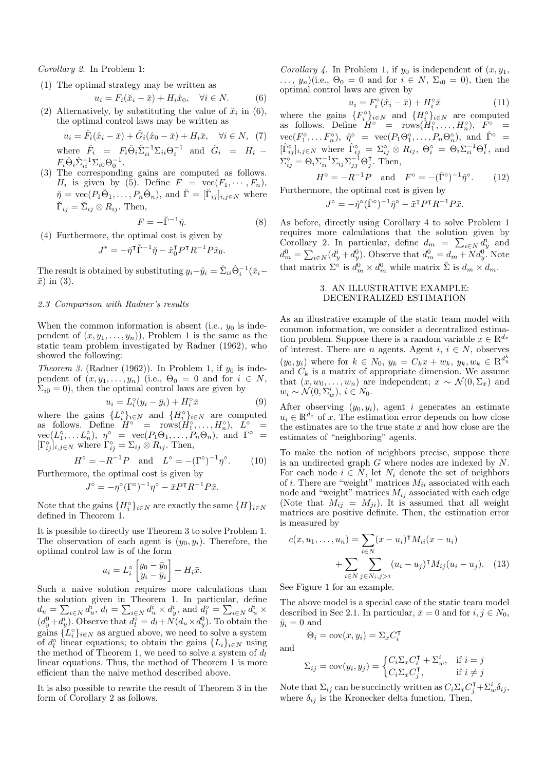*Corollary 2.* In Problem 1:

(1) The optimal strategy may be written as
$$u_i = F_i(\breve{x}_i - \bar{x}) + H_i\hat{x}_0, \quad \forall i \in N. \tag{6}$$

(2) Alternatively, by substituting the value of $\breve{x}_i$ in (6), the optimal control laws may be written as
$$u_i = \hat{F}_i(\hat{x}_i - \bar{x}) + \hat{G}_i(\hat{x}_0 - \bar{x}) + H_i\bar{x}, \quad \forall i \in N, \tag{7}$$
where $\hat{F}_i = F_i\hat{\Theta}_i\hat{\Sigma}_{ii}^{-1}\Sigma_{ii}\Theta_i^{-1}$ and $\hat{G}_i = H_i - F_i\hat{\Theta}_i\hat{\Sigma}_{ii}^{-1}\Sigma_{i0}\Theta_0^{-1}$.

(3) The corresponding gains are computed as follows. $H_i$ is given by (5). Define $F = \operatorname{vec}(F_1, \cdots, F_n)$, $\breve{\eta} = \operatorname{vec}(P_1\breve{\Theta}_1, \dots, P_n\breve{\Theta}_n)$, and $\breve{\Gamma} = [\breve{\Gamma}_{ij}]_{i,j\in N}$ where $\breve{\Gamma}_{ij} = \breve{\Sigma}_{ij} \otimes R_{ij}$. Then,
$$F = -\breve{\Gamma}^{-1}\breve{\eta}. \tag{8}$$

(4) Furthermore, the optimal cost is given by
$$J^* = -\breve{\eta}^\intercal\breve{\Gamma}^{-1}\breve{\eta} - \hat{x}_0^\intercal P^\intercal R^{-1}P\hat{x}_0.$$

The result is obtained by substituting $y_i - \hat{y}_i = \hat{\Sigma}_{ii}\hat{\Theta}_i^{-1}(\breve{x}_i - \bar{x})$ in (3).

### 2.3 Comparison with Radner's results

When the common information is absent (i.e., $y_0$ is independent of $(x, y_1, \dots, y_n)$), Problem 1 is the same as the static team problem investigated by Radner (1962), who showed the following:

*Theorem 3.* (Radner (1962)). In Problem 1, if $y_0$ is independent of $(x, y_1, \dots, y_n)$ (i.e., $\Theta_0 = 0$ and for $i \in N$, $\Sigma_{i0} = 0$), then the optimal control laws are given by
$$u_i = L_i^\circ(y_i - \bar{y}_i) + H_i^\circ\bar{x} \tag{9}$$
where the gains $\{L_i^\circ\}_{i\in N}$ and $\{H_i^\circ\}_{i\in N}$ are computed as follows. Define $H^\circ = \operatorname{rows}(H_1^\circ, \dots, H_n^\circ)$, $L^\circ = \operatorname{vec}(L_1^\circ, \dots L_n^\circ)$, $\eta^\circ = \operatorname{vec}(P_1\Theta_1, \dots, P_n\Theta_n)$, and $\Gamma^\circ = [\Gamma_{ij}^\circ]_{i,j\in N}$ where $\Gamma_{ij}^\circ = \Sigma_{ij} \otimes R_{ij}$. Then,
$$H^\circ = -R^{-1}P \quad \text{and} \quad L^\circ = -(\Gamma^\circ)^{-1}\eta^\circ. \tag{10}$$
Furthermore, the optimal cost is given by
$$J^\circ = -\eta^\circ(\Gamma^\circ)^{-1}\eta^\circ - \bar{x}P^\intercal R^{-1}P\bar{x}.$$

Note that the gains $\{H_i^\circ\}_{i\in N}$ are exactly the same $\{H\}_{i\in N}$ defined in Theorem 1.

It is possible to directly use Theorem 3 to solve Problem 1. The observation of each agent is $(y_0, y_i)$. Therefore, the optimal control law is of the form
$$u_i = L_i^\circ \begin{bmatrix} y_0 - \bar{y}_0 \\ y_i - \bar{y}_i \end{bmatrix} + H_i\bar{x}.$$

Such a naive solution requires more calculations than the solution given in Theorem 1. In particular, define $d_u = \sum_{i\in N} d_u^i$, $d_l = \sum_{i\in N} d_u^i \times d_y^i$, and $d_l^\circ = \sum_{i\in N} d_u^i \times (d_y^0 + d_y^i)$. Observe that $d_l^\circ = d_l + N(d_u \times d_y^0)$. To obtain the gains $\{L_i^\circ\}_{i\in N}$ as argued above, we need to solve a system of $d_l^\circ$ linear equations; to obtain the gains $\{L_i\}_{i\in N}$ using the method of Theorem 1, we need to solve a system of $d_l$ linear equations. Thus, the method of Theorem 1 is more efficient than the naive method described above.

It is also possible to rewrite the result of Theorem 3 in the form of Corollary 2 as follows.

*Corollary 4.* In Problem 1, if $y_0$ is independent of $(x, y_1, \dots, y_n)$(i.e., $\Theta_0 = 0$ and for $i \in N$, $\Sigma_{i0} = 0$), then the optimal control laws are given by
$$u_i = F_i^\circ(\hat{x}_i - \bar{x}) + H_i^\circ\bar{x} \tag{11}$$
where the gains $\{F_i^\circ\}_{i\in N}$ and $\{H_i^\circ\}_{i\in N}$ are computed as follows. Define $H^\circ = \operatorname{rows}(H_1^\circ, \dots, H_n^\circ)$, $F^\circ = \operatorname{vec}(F_1^\circ, \dots F_n^\circ)$, $\hat{\eta}^\circ = \operatorname{vec}(P_1\Theta_1^\circ, \dots, P_n\Theta_n^\circ)$, and $\hat{\Gamma}^\circ = [\hat{\Gamma}_{ij}^\circ]_{i,j\in N}$ where $\hat{\Gamma}_{ij}^\circ = \Sigma_{ij}^\circ \otimes R_{ij}$, $\Theta_i^\circ = \Theta_i\Sigma_{ii}^{-1}\Theta_i^\intercal$, and $\Sigma_{ij}^\circ = \Theta_i\Sigma_{ii}^{-1}\Sigma_{ij}\Sigma_{jj}^{-1}\Theta_j^\intercal$. Then,
$$H^\circ = -R^{-1}P \quad \text{and} \quad F^\circ = -(\hat{\Gamma}^\circ)^{-1}\hat{\eta}^\circ. \tag{12}$$
Furthermore, the optimal cost is given by
$$J^\circ = -\hat{\eta}^\circ(\hat{\Gamma}^\circ)^{-1}\hat{\eta}^\circ - \bar{x}^\intercal P^\intercal R^{-1}P\bar{x}.$$

As before, directly using Corollary 4 to solve Problem 1 requires more calculations that the solution given by Corollary 2. In particular, define $d_m = \sum_{i\in N} d_y^i$ and $d_m^0 = \sum_{i\in N}(d_y^i + d_y^0)$. Observe that $d_m^0 = d_m + Nd_y^0$. Note that matrix $\Sigma^\circ$ is $d_m^0 \times d_m^0$ while matrix $\breve{\Sigma}$ is $d_m \times d_m$.

## 3. AN ILLUSTRATIVE EXAMPLE: DECENTRALIZED ESTIMATION

As an illustrative example of the static team model with common information, we consider a decentralized estimation problem. Suppose there is a random variable $x \in \mathbb{R}^{d_x}$ of interest. There are $n$ agents. Agent $i$, $i \in N$, observes $(y_0, y_i)$ where for $k \in N_0$, $y_k = C_kx + w_k$, $y_k, w_k \in \mathbb{R}^{d_y^k}$ and $C_k$ is a matrix of appropriate dimension. We assume that $(x, w_0, \dots, w_n)$ are independent; $x \sim \mathcal{N}(0, \Sigma_x)$ and $w_i \sim \mathcal{N}(0, \Sigma_w^i)$, $i \in N_0$.

After observing $(y_0, y_i)$, agent $i$ generates an estimate $u_i \in \mathbb{R}^{d_x}$ of $x$. The estimation error depends on how close the estimates are to the true state $x$ and how close are the estimates of "neighboring" agents.

To make the notion of neighbors precise, suppose there is an undirected graph $G$ where nodes are indexed by $N$. For each node $i \in N$, let $N_i$ denote the set of neighbors of $i$. There are "weight" matrices $M_{ii}$ associated with each node and "weight" matrices $M_{ij}$ associated with each edge (Note that $M_{ij} = M_{ji}$). It is assumed that all weight matrices are positive definite. Then, the estimation error is measured by
$$c(x, u_1, \dots, u_n) = \sum_{i\in N}(x - u_i)^\intercal M_{ii}(x - u_i) + \sum_{i\in N}\sum_{j\in N_i, j>i}(u_i - u_j)^\intercal M_{ij}(u_i - u_j). \tag{13}$$
See Figure 1 for an example.

The above model is a special case of the static team model described in Sec 2.1. In particular, $\bar{x} = 0$ and for $i, j \in N_0$, $\bar{y}_i = 0$ and
$$\Theta_i = \operatorname{cov}(x, y_i) = \Sigma_xC_i^\intercal$$
and
$$\Sigma_{ij} = \operatorname{cov}(y_i, y_j) = \begin{cases} C_i\Sigma_xC_i^\intercal + \Sigma_w^i, & \text{if } i = j \\ C_i\Sigma_xC_j^\intercal, & \text{if } i \neq j \end{cases}$$

Note that $\Sigma_{ij}$ can be succinctly written as $C_i\Sigma_xC_j^\intercal + \Sigma_w^i\delta_{ij}$, where $\delta_{ij}$ is the Kronecker delta function. Then,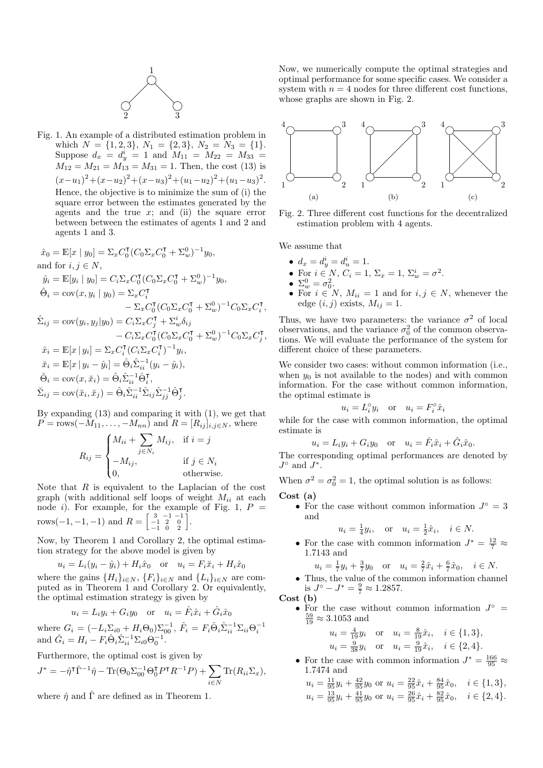Fig. 1. An example of a distributed estimation problem in which $N = \{1, 2, 3\}$, $N_1 = \{2, 3\}$, $N_2 = N_3 = \{1\}$. Suppose $d_x = d_y^i = 1$ and $M_{11} = M_{22} = M_{33} = M_{12} = M_{21} = M_{13} = M_{31} = 1$. Then, the cost (13) is $(x-u_1)^2 + (x-u_2)^2 + (x-u_3)^2 + (u_1-u_2)^2 + (u_1-u_3)^2$. Hence, the objective is to minimize the sum of (i) the square error between the estimates generated by the agents and the true $x$; and (ii) the square error between between the estimates of agents 1 and 2 and agents 1 and 3.

$$\hat{x}_0 = \mathbb{E}[x \mid y_0] = \Sigma_x C_0^\intercal (C_0 \Sigma_x C_0^\intercal + \Sigma_w^0)^{-1} y_0,$$

and for $i, j \in N$,

$$\hat{y}_i = \mathbb{E}[y_i \mid y_0] = C_i \Sigma_x C_0^\intercal (C_0 \Sigma_x C_0^\intercal + \Sigma_w^0)^{-1} y_0,$$

$$\hat{\Theta}_i = \operatorname{cov}(x, y_i \mid y_0) = \Sigma_x C_i^\intercal - \Sigma_x C_0^\intercal (C_0 \Sigma_x C_0^\intercal + \Sigma_w^0)^{-1} C_0 \Sigma_x C_i^\intercal,$$

$$\hat{\Sigma}_{ij} = \operatorname{cov}(y_i, y_j | y_0) = C_i \Sigma_x C_j^\intercal + \Sigma_w^i \delta_{ij} - C_i \Sigma_x C_0^\intercal (C_0 \Sigma_x C_0^\intercal + \Sigma_w^0)^{-1} C_0 \Sigma_x C_j^\intercal,$$

$$\hat{x}_i = \mathbb{E}[x \mid y_i] = \Sigma_x C_i^\intercal (C_i \Sigma_x C_i^\intercal)^{-1} y_i,$$

$$\breve{x}_i = \mathbb{E}[x \mid y_i - \hat{y}_i] = \hat{\Theta}_i \hat{\Sigma}_{ii}^{-1} (y_i - \hat{y}_i),$$

$$\breve{\Theta}_i = \operatorname{cov}(x, \breve{x}_i) = \hat{\Theta}_i \hat{\Sigma}_{ii}^{-1} \hat{\Theta}_i^\intercal,$$

$$\breve{\Sigma}_{ij} = \operatorname{cov}(\breve{x}_i, \breve{x}_j) = \hat{\Theta}_i \hat{\Sigma}_{ii}^{-1} \hat{\Sigma}_{ij} \hat{\Sigma}_{jj}^{-1} \hat{\Theta}_j^\intercal.$$

By expanding (13) and comparing it with (1), we get that $P = \operatorname{rows}(-M_{11}, \dots, -M_{nn})$ and $R = [R_{ij}]_{i,j \in N}$, where

$$R_{ij} = \begin{cases} M_{ii} + \sum_{j \in N_i} M_{ij}, & \text{if } i = j \\ -M_{ij}, & \text{if } j \in N_i \\ 0, & \text{otherwise.} \end{cases}$$

Note that $R$ is equivalent to the Laplacian of the cost graph (with additional self loops of weight $M_{ii}$ at each node $i$). For example, for the example of Fig. 1, $P = \operatorname{rows}(-1, -1, -1)$ and $R = \begin{bmatrix} 3 & -1 & -1 \\ -1 & 2 & 0 \\ -1 & 0 & 2 \end{bmatrix}$.

Now, by Theorem 1 and Corollary 2, the optimal estimation strategy for the above model is given by

$$u_i = L_i (y_i - \hat{y}_i) + H_i \hat{x}_0 \quad \text{or} \quad u_i = F_i \breve{x}_i + H_i \hat{x}_0$$

where the gains $\{H_i\}_{i \in N}$, $\{F_i\}_{i \in N}$ and $\{L_i\}_{i \in N}$ are computed as in Theorem 1 and Corollary 2. Or equivalently, the optimal estimation strategy is given by

$$u_i = L_i y_i + G_i y_0 \quad \text{or} \quad u_i = \hat{F}_i \hat{x}_i + \hat{G}_i \hat{x}_0$$

where $G_i = (-L_i \Sigma_{i0} + H_i \Theta_0) \Sigma_{00}^{-1}$, $\hat{F}_i = F_i \hat{\Theta}_i \hat{\Sigma}_{ii}^{-1} \Sigma_{ii} \Theta_i^{-1}$ and $\hat{G}_i = H_i - F_i \hat{\Theta}_i \hat{\Sigma}_{ii}^{-1} \Sigma_{i0} \Theta_0^{-1}$.

Furthermore, the optimal cost is given by

$$J^* = -\hat{\eta}^\intercal \hat{\Gamma}^{-1} \hat{\eta} - \operatorname{Tr}(\Theta_0 \Sigma_{00}^{-1} \Theta_0^\intercal P^\intercal R^{-1} P) + \sum_{i \in N} \operatorname{Tr}(R_{ii} \Sigma_x),$$

where $\hat{\eta}$ and $\hat{\Gamma}$ are defined as in Theorem 1.

Now, we numerically compute the optimal strategies and optimal performance for some specific cases. We consider a system with $n = 4$ nodes for three different cost functions, whose graphs are shown in Fig. 2.

Fig. 2. Three different cost functions for the decentralized estimation problem with 4 agents.

We assume that

- $d_x = d_y^i = d_u^i = 1$.
- For $i \in N$, $C_i = 1$, $\Sigma_x = 1$, $\Sigma_w^i = \sigma^2$.
- $\Sigma_w^0 = \sigma_0^2$.
- For $i \in N$, $M_{ii} = 1$ and for $i, j \in N$, whenever the edge $(i, j)$ exists, $M_{ij} = 1$.

Thus, we have two parameters: the variance $\sigma^2$ of local observations, and the variance $\sigma_0^2$ of the common observations. We will evaluate the performance of the system for different choice of these parameters.

We consider two cases: without common information (i.e., when $y_0$ is not available to the nodes) and with common information. For the case without common information, the optimal estimate is

$$u_i = L_i^\circ y_i \quad \text{or} \quad u_i = F_i^\circ \hat{x}_i$$

while for the case with common information, the optimal estimate is

$$u_i = L_i y_i + G_i y_0 \quad \text{or} \quad u_i = \hat{F}_i \hat{x}_i + \hat{G}_i \hat{x}_0.$$

The corresponding optimal performances are denoted by $J^\circ$ and $J^*$.

When $\sigma^2 = \sigma_0^2 = 1$, the optimal solution is as follows:

**Cost (a)**

- For the case without common information $J^\circ = 3$ and
$$u_i = \tfrac{1}{4} y_i, \quad \text{or} \quad u_i = \tfrac{1}{2} \hat{x}_i, \quad i \in N.$$
- For the case with common information $J^* = \frac{12}{7} \approx 1.7143$ and
$$u_i = \tfrac{1}{7} y_i + \tfrac{3}{7} y_0 \quad \text{or} \quad u_i = \tfrac{2}{7} \hat{x}_i + \tfrac{6}{7} \hat{x}_0, \quad i \in N.$$
- Thus, the value of the common information channel is $J^\circ - J^* = \frac{9}{7} \approx 1.2857$.

**Cost (b)**

- For the case without common information $J^\circ = \frac{59}{19} \approx 3.1053$ and
$$u_i = \tfrac{4}{19} y_i \quad \text{or} \quad u_i = \tfrac{8}{19} \hat{x}_i, \quad i \in \{1, 3\},$$
$$u_i = \tfrac{9}{38} y_i \quad \text{or} \quad u_i = \tfrac{9}{19} \hat{x}_i, \quad i \in \{2, 4\}.$$
- For the case with common information $J^* = \frac{166}{95} \approx 1.7474$ and
$$u_i = \tfrac{11}{95} y_i + \tfrac{42}{95} y_0 \text{ or } u_i = \tfrac{22}{95} \hat{x}_i + \tfrac{84}{95} \hat{x}_0, \quad i \in \{1, 3\},$$
$$u_i = \tfrac{13}{95} y_i + \tfrac{41}{95} y_0 \text{ or } u_i = \tfrac{26}{95} \hat{x}_i + \tfrac{82}{95} \hat{x}_0, \quad i \in \{2, 4\}.$$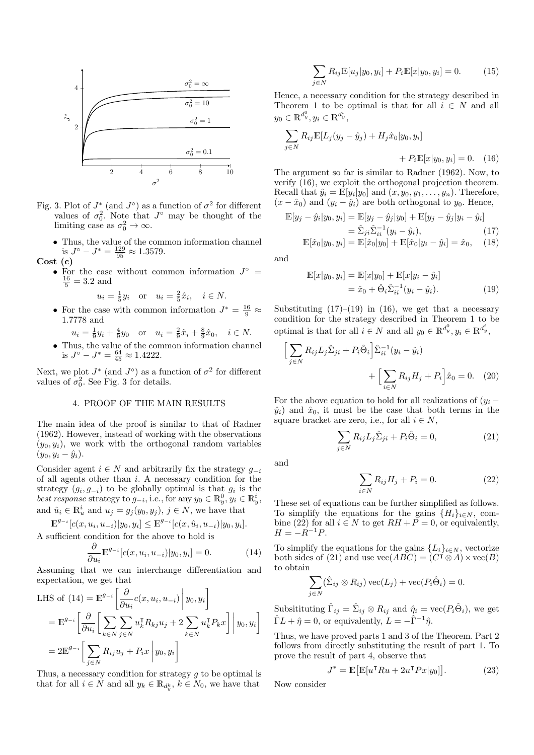Fig. 3. Plot of $J^*$ (and $J^\circ$) as a function of $\sigma^2$ for different values of $\sigma_0^2$. Note that $J^\circ$ may be thought of the limiting case as $\sigma_0^2 \to \infty$.

- Thus, the value of the common information channel is $J^\circ - J^* = \frac{129}{95} \approx 1.3579$.

**Cost (c)**

- For the case without common information $J^\circ = \frac{16}{5} = 3.2$ and
$$u_i = \tfrac{1}{5} y_i \quad \text{or} \quad u_i = \tfrac{2}{5} \hat{x}_i, \quad i \in N.$$
- For the case with common information $J^* = \frac{16}{9} \approx 1.7778$ and
$$u_i = \tfrac{1}{9} y_i + \tfrac{4}{9} y_0 \quad \text{or} \quad u_i = \tfrac{2}{9} \hat{x}_i + \tfrac{8}{9} \hat{x}_0, \quad i \in N.$$
- Thus, the value of the common information channel is $J^\circ - J^* = \frac{64}{45} \approx 1.4222$.

Next, we plot $J^*$ (and $J^\circ$) as a function of $\sigma^2$ for different values of $\sigma_0^2$. See Fig. 3 for details.

## 4. PROOF OF THE MAIN RESULTS

The main idea of the proof is similar to that of Radner (1962). However, instead of working with the observations $(y_0, y_i)$, we work with the orthogonal random variables $(y_0, y_i - \hat{y}_i)$.

Consider agent $i \in N$ and arbitrarily fix the strategy $g_{-i}$ of all agents other than $i$. A necessary condition for the strategy $(g_i, g_{-i})$ to be globally optimal is that $g_i$ is the *best response* strategy to $g_{-i}$, i.e., for any $y_0 \in \mathbb{R}_y^0, y_i \in \mathbb{R}_y^i$, and $\hat{u}_i \in \mathbb{R}_u^i$ and $u_j = g_j(y_0, y_j)$, $j \in N$, we have that

$$\mathbb{E}^{g_{-i}}[c(x, u_i, u_{-i}) | y_0, y_i] \le \mathbb{E}^{g_{-i}}[c(x, \hat{u}_i, u_{-i}) | y_0, y_i].$$

A sufficient condition for the above to hold is

$$\frac{\partial}{\partial u_i} \mathbb{E}^{g_{-i}}[c(x, u_i, u_{-i}) | y_0, y_i] = 0. \tag{14}$$

Assuming that we can interchange differentiation and expectation, we get that

$$\begin{aligned}
\text{LHS of (14)} &= \mathbb{E}^{g_{-i}}\biggl[ \frac{\partial}{\partial u_i} c(x, u_i, u_{-i}) \biggm| y_0, y_i \biggr] \\
&= \mathbb{E}^{g_{-i}}\biggl[ \frac{\partial}{\partial u_i} \biggl[ \sum_{k \in N} \sum_{j \in N} u_k^\intercal R_{kj} u_j + 2 \sum_{k \in N} u_k^\intercal P_k x \biggr] \biggm| y_0, y_i \biggr] \\
&= 2 \mathbb{E}^{g_{-i}}\biggl[ \sum_{j \in N} R_{ij} u_j + P_i x \biggm| y_0, y_i \biggr]
\end{aligned}$$

Thus, a necessary condition for strategy $g$ to be optimal is that for all $i \in N$ and all $y_k \in \mathbb{R}_{d_y^k}$, $k \in N_0$, we have that

$$\sum_{j \in N} R_{ij} \mathbb{E}[u_j | y_0, y_i] + P_i \mathbb{E}[x | y_0, y_i] = 0. \tag{15}$$

Hence, a necessary condition for the strategy described in Theorem 1 to be optimal is that for all $i \in N$ and all $y_0 \in \mathbb{R}^{d_y^0}, y_i \in \mathbb{R}^{d_y^i}$,

$$\sum_{j \in N} R_{ij} \mathbb{E}[L_j (y_j - \hat{y}_j) + H_j \hat{x}_0 | y_0, y_i] + P_i \mathbb{E}[x | y_0, y_i] = 0. \tag{16}$$

The argument so far is similar to Radner (1962). Now, to verify (16), we exploit the orthogonal projection theorem. Recall that $\hat{y}_i = \mathbb{E}[y_i | y_0]$ and $(x, y_0, y_1, \dots, y_n)$. Therefore, $(x - \hat{x}_0)$ and $(y_i - \hat{y}_i)$ are both orthogonal to $y_0$. Hence,

$$\begin{aligned}
\mathbb{E}[y_j - \hat{y}_i | y_0, y_i] &= \mathbb{E}[y_j - \hat{y}_j | y_0] + \mathbb{E}[y_j - \hat{y}_j | y_i - \hat{y}_i] \\
&= \hat{\Sigma}_{ji} \hat{\Sigma}_{ii}^{-1} (y_i - \hat{y}_i), \qquad (17) \\
\mathbb{E}[\hat{x}_0 | y_0, y_i] &= \mathbb{E}[\hat{x}_0 | y_0] + \mathbb{E}[\hat{x}_0 | y_i - \hat{y}_i] = \hat{x}_0, \qquad (18)
\end{aligned}$$

and

$$\begin{aligned}
\mathbb{E}[x | y_0, y_i] &= \mathbb{E}[x | y_0] + \mathbb{E}[x | y_i - \hat{y}_i] \\
&= \hat{x}_0 + \hat{\Theta}_i \hat{\Sigma}_{ii}^{-1} (y_i - \hat{y}_i). \qquad (19)
\end{aligned}$$

Substituting (17)–(19) in (16), we get that a necessary condition for the strategy described in Theorem 1 to be optimal is that for all $i \in N$ and all $y_0 \in \mathbb{R}^{d_y^0}, y_i \in \mathbb{R}^{d_y^i}$,

$$\Bigl[ \sum_{j \in N} R_{ij} L_j \hat{\Sigma}_{ji} + P_i \hat{\Theta}_i \Bigr] \hat{\Sigma}_{ii}^{-1} (y_i - \hat{y}_i) + \Bigl[ \sum_{i \in N} R_{ij} H_j + P_i \Bigr] \hat{x}_0 = 0. \tag{20}$$

For the above equation to hold for all realizations of $(y_i - \hat{y}_i)$ and $\hat{x}_0$, it must be the case that both terms in the square bracket are zero, i.e., for all $i \in N$,

$$\sum_{j \in N} R_{ij} L_j \hat{\Sigma}_{ji} + P_i \hat{\Theta}_i = 0, \tag{21}$$

and

$$\sum_{i \in N} R_{ij} H_j + P_i = 0. \tag{22}$$

These set of equations can be further simplified as follows. To simplify the equations for the gains $\{H_i\}_{i \in N}$, combine (22) for all $i \in N$ to get $RH + P = 0$, or equivalently, $H = -R^{-1} P$.

To simplify the equations for the gains $\{L_i\}_{i \in N}$, vectorize both sides of (21) and use $\operatorname{vec}(ABC) = (C^\intercal \otimes A) \times \operatorname{vec}(B)$ to obtain

$$\sum_{j \in N} (\hat{\Sigma}_{ij} \otimes R_{ij}) \operatorname{vec}(L_j) + \operatorname{vec}(P_i \hat{\Theta}_i) = 0.$$

Subsitituting $\hat{\Gamma}_{ij} = \hat{\Sigma}_{ij} \otimes R_{ij}$ and $\hat{\eta}_i = \operatorname{vec}(P_i \hat{\Theta}_i)$, we get $\hat{\Gamma} L + \hat{\eta} = 0$, or equivalently, $L = -\hat{\Gamma}^{-1} \hat{\eta}$.

Thus, we have proved parts 1 and 3 of the Theorem. Part 2 follows from directly substituting the result of part 1. To prove the result of part 4, observe that

$$J^* = \mathbb{E}\bigl[ \mathbb{E}[u^\intercal R u + 2 u^\intercal P x | y_0] \bigr]. \tag{23}$$

Now consider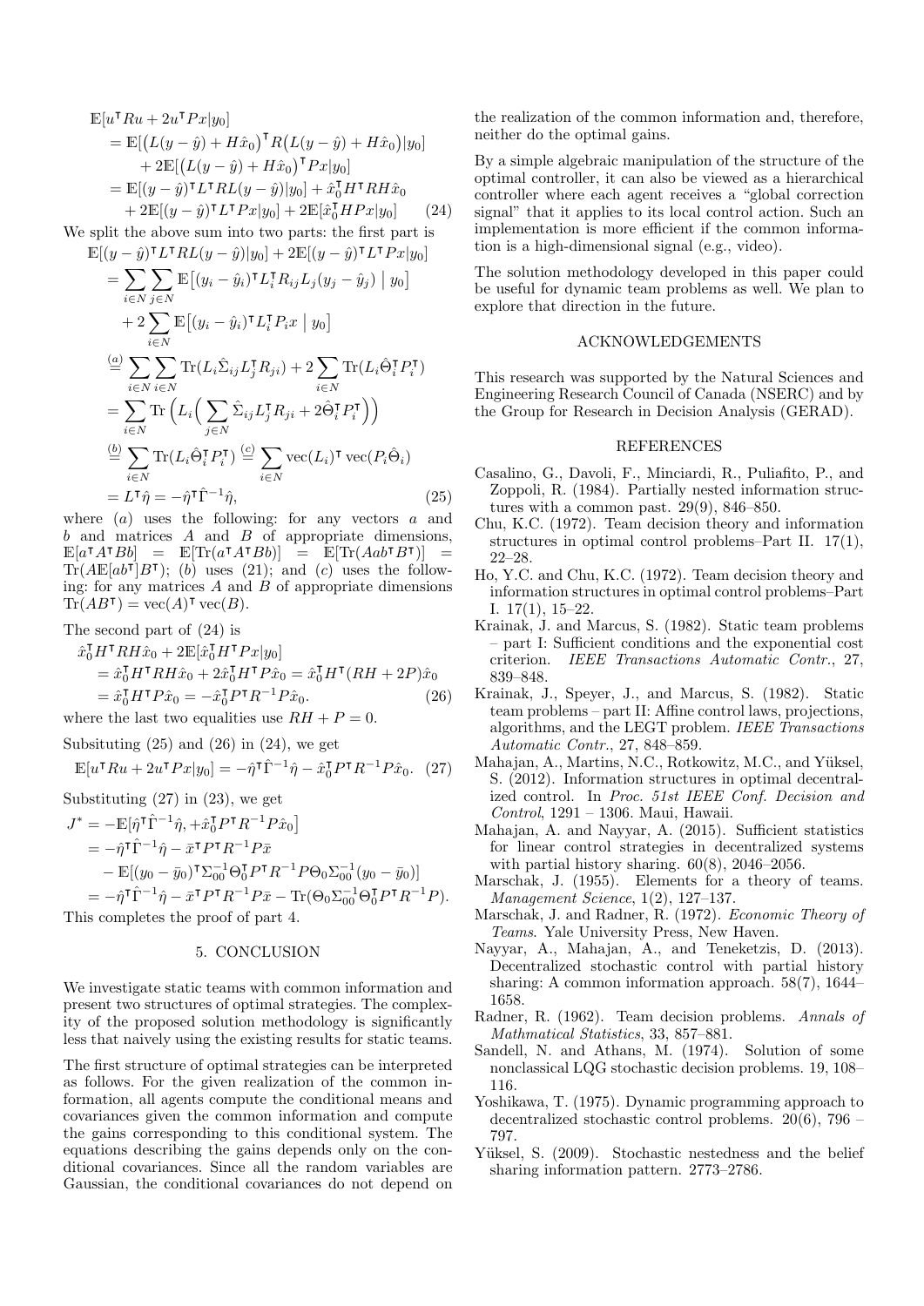$$
\begin{aligned}
&\mathbb{E}[u^\intercal R u + 2u^\intercal P x | y_0] \\
&= \mathbb{E}[\big(L(y-\hat{y}) + H\hat{x}_0\big)^\intercal R \big(L(y-\hat{y}) + H\hat{x}_0\big) | y_0] \\
&\quad + 2\mathbb{E}[\big(L(y-\hat{y}) + H\hat{x}_0\big)^\intercal P x | y_0] \\
&= \mathbb{E}[(y-\hat{y})^\intercal L^\intercal R L (y-\hat{y}) | y_0] + \hat{x}_0^\intercal H^\intercal R H \hat{x}_0 \\
&\quad + 2\mathbb{E}[(y-\hat{y})^\intercal L^\intercal P x | y_0] + 2\mathbb{E}[\hat{x}_0^\intercal H P x | y_0] \qquad (24)
\end{aligned}
$$

We split the above sum into two parts: the first part is

$$
\begin{aligned}
&\mathbb{E}[(y-\hat{y})^\intercal L^\intercal R L (y-\hat{y}) | y_0] + 2\mathbb{E}[(y-\hat{y})^\intercal L^\intercal P x | y_0] \\
&= \sum_{i \in N} \sum_{j \in N} \mathbb{E}\big[(y_i - \hat{y}_i)^\intercal L_i^\intercal R_{ij} L_j (y_j - \hat{y}_j) \;\big|\; y_0\big] \\
&\quad + 2 \sum_{i \in N} \mathbb{E}\big[(y_i - \hat{y}_i)^\intercal L_i^\intercal P_i x \;\big|\; y_0\big] \\
&\overset{(a)}{=} \sum_{i \in N} \sum_{i \in N} \mathrm{Tr}(L_i \hat{\Sigma}_{ij} L_j^\intercal R_{ji}) + 2 \sum_{i \in N} \mathrm{Tr}(L_i \hat{\Theta}_i^\intercal P_i^\intercal) \\
&= \sum_{i \in N} \mathrm{Tr}\,\Big(L_i \Big(\sum_{j \in N} \hat{\Sigma}_{ij} L_j^\intercal R_{ji} + 2\hat{\Theta}_i^\intercal P_i^\intercal\Big)\Big) \\
&\overset{(b)}{=} \sum_{i \in N} \mathrm{Tr}(L_i \hat{\Theta}_i^\intercal P_i^\intercal) \overset{(c)}{=} \sum_{i \in N} \mathrm{vec}(L_i)^\intercal \mathrm{vec}(P_i \hat{\Theta}_i) \\
&= L^\intercal \hat{\eta} = -\hat{\eta}^\intercal \hat{\Gamma}^{-1} \hat{\eta}, \qquad (25)
\end{aligned}
$$

where $(a)$ uses the following: for any vectors $a$ and $b$ and matrices $A$ and $B$ of appropriate dimensions, $\mathbb{E}[a^\intercal A^\intercal B b] = \mathbb{E}[\mathrm{Tr}(a^\intercal A^\intercal B b)] = \mathbb{E}[\mathrm{Tr}(A a b^\intercal B^\intercal)] = \mathrm{Tr}(A \mathbb{E}[a b^\intercal] B^\intercal)$; $(b)$ uses (21); and $(c)$ uses the following: for any matrices $A$ and $B$ of appropriate dimensions $\mathrm{Tr}(AB^\intercal) = \mathrm{vec}(A)^\intercal \mathrm{vec}(B)$.

The second part of (24) is

$$
\begin{aligned}
&\hat{x}_0^\intercal H^\intercal R H \hat{x}_0 + 2\mathbb{E}[\hat{x}_0^\intercal H^\intercal P x | y_0] \\
&= \hat{x}_0^\intercal H^\intercal R H \hat{x}_0 + 2\hat{x}_0^\intercal H^\intercal P \hat{x}_0 = \hat{x}_0^\intercal H^\intercal (RH + 2P) \hat{x}_0 \\
&= \hat{x}_0^\intercal H^\intercal P \hat{x}_0 = -\hat{x}_0^\intercal P^\intercal R^{-1} P \hat{x}_0. \qquad (26)
\end{aligned}
$$

where the last two equalities use $RH + P = 0$.

Subsituting (25) and (26) in (24), we get

$$
\mathbb{E}[u^\intercal R u + 2u^\intercal P x | y_0] = -\hat{\eta}^\intercal \hat{\Gamma}^{-1} \hat{\eta} - \hat{x}_0^\intercal P^\intercal R^{-1} P \hat{x}_0. \quad (27)
$$

Substituting (27) in (23), we get

$$
\begin{aligned}
J^* &= -\mathbb{E}[\hat{\eta}^\intercal \hat{\Gamma}^{-1} \hat{\eta}, + \hat{x}_0^\intercal P^\intercal R^{-1} P \hat{x}_0] \\
&= -\hat{\eta}^\intercal \hat{\Gamma}^{-1} \hat{\eta} - \bar{x}^\intercal P^\intercal R^{-1} P \bar{x} \\
&\quad - \mathbb{E}[(y_0 - \bar{y}_0)^\intercal \Sigma_{00}^{-1} \Theta_0^\intercal P^\intercal R^{-1} P \Theta_0 \Sigma_{00}^{-1} (y_0 - \bar{y}_0)] \\
&= -\hat{\eta}^\intercal \hat{\Gamma}^{-1} \hat{\eta} - \bar{x}^\intercal P^\intercal R^{-1} P \bar{x} - \mathrm{Tr}(\Theta_0 \Sigma_{00}^{-1} \Theta_0^\intercal P^\intercal R^{-1} P).
\end{aligned}
$$

This completes the proof of part 4.

## 5. CONCLUSION

We investigate static teams with common information and present two structures of optimal strategies. The complexity of the proposed solution methodology is significantly less that naively using the existing results for static teams.

The first structure of optimal strategies can be interpreted as follows. For the given realization of the common information, all agents compute the conditional means and covariances given the common information and compute the gains corresponding to this conditional system. The equations describing the gains depends only on the conditional covariances. Since all the random variables are Gaussian, the conditional covariances do not depend on the realization of the common information and, therefore, neither do the optimal gains.

By a simple algebraic manipulation of the structure of the optimal controller, it can also be viewed as a hierarchical controller where each agent receives a "global correction signal" that it applies to its local control action. Such an implementation is more efficient if the common information is a high-dimensional signal (e.g., video).

The solution methodology developed in this paper could be useful for dynamic team problems as well. We plan to explore that direction in the future.

## ACKNOWLEDGEMENTS

This research was supported by the Natural Sciences and Engineering Research Council of Canada (NSERC) and by the Group for Research in Decision Analysis (GERAD).

## REFERENCES

Casalino, G., Davoli, F., Minciardi, R., Puliafito, P., and Zoppoli, R. (1984). Partially nested information structures with a common past. 29(9), 846–850.

Chu, K.C. (1972). Team decision theory and information structures in optimal control problems–Part II. 17(1), 22–28.

Ho, Y.C. and Chu, K.C. (1972). Team decision theory and information structures in optimal control problems–Part I. 17(1), 15–22.

Krainak, J. and Marcus, S. (1982). Static team problems – part I: Sufficient conditions and the exponential cost criterion. *IEEE Transactions Automatic Contr.*, 27, 839–848.

Krainak, J., Speyer, J., and Marcus, S. (1982). Static team problems – part II: Affine control laws, projections, algorithms, and the LEGT problem. *IEEE Transactions Automatic Contr.*, 27, 848–859.

Mahajan, A., Martins, N.C., Rotkowitz, M.C., and Yüksel, S. (2012). Information structures in optimal decentralized control. In *Proc. 51st IEEE Conf. Decision and Control*, 1291 – 1306. Maui, Hawaii.

Mahajan, A. and Nayyar, A. (2015). Sufficient statistics for linear control strategies in decentralized systems with partial history sharing. 60(8), 2046–2056.

Marschak, J. (1955). Elements for a theory of teams. *Management Science*, 1(2), 127–137.

Marschak, J. and Radner, R. (1972). *Economic Theory of Teams*. Yale University Press, New Haven.

Nayyar, A., Mahajan, A., and Teneketzis, D. (2013). Decentralized stochastic control with partial history sharing: A common information approach. 58(7), 1644–1658.

Radner, R. (1962). Team decision problems. *Annals of Mathmatical Statistics*, 33, 857–881.

Sandell, N. and Athans, M. (1974). Solution of some nonclassical LQG stochastic decision problems. 19, 108–116.

Yoshikawa, T. (1975). Dynamic programming approach to decentralized stochastic control problems. 20(6), 796 – 797.

Yüksel, S. (2009). Stochastic nestedness and the belief sharing information pattern. 2773–2786.